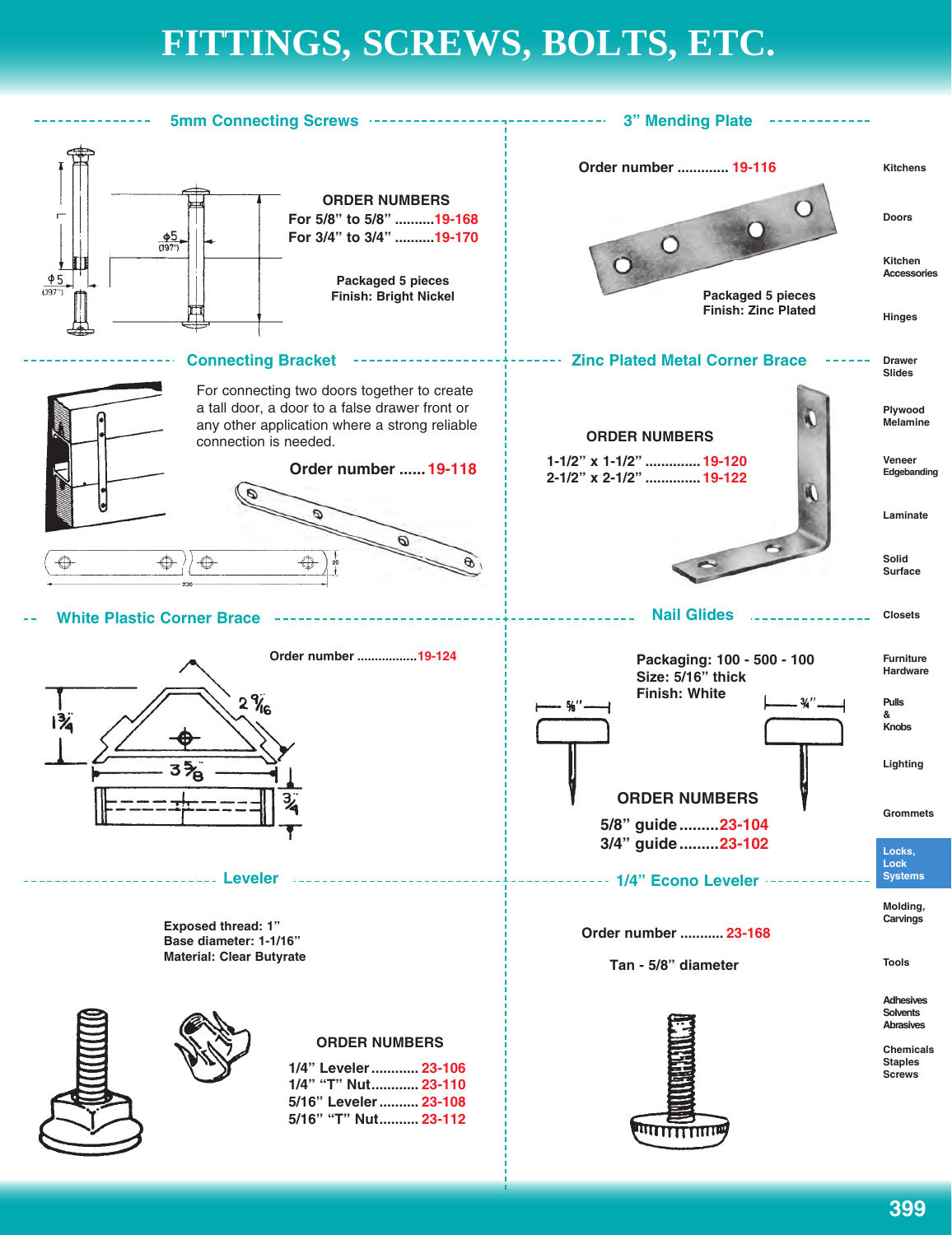# FITTINGS, SCREWS, BOLTS, ETC.

## 5mm Connecting Screws

**ORDER NUMBERS**
**For 5/8" to 5/8" ..........19-168**
**For 3/4" to 3/4" ..........19-170**

**Packaged 5 pieces**
**Finish: Bright Nickel**

## 3" Mending Plate

**Order number ............. 19-116**

**Packaged 5 pieces**
**Finish: Zinc Plated**

## Connecting Bracket

For connecting two doors together to create a tall door, a door to a false drawer front or any other application where a strong reliable connection is needed.

**Order number ...... 19-118**

## Zinc Plated Metal Corner Brace

**ORDER NUMBERS**
**1-1/2" x 1-1/2" .............. 19-120**
**2-1/2" x 2-1/2" .............. 19-122**

## White Plastic Corner Brace

**Order number ................19-124**

## Nail Glides

**Packaging: 100 - 500 - 100**
**Size: 5/16" thick**
**Finish: White**

**ORDER NUMBERS**
**5/8" guide.........23-104**
**3/4" guide.........23-102**

## Leveler

**Exposed thread: 1"**
**Base diameter: 1-1/16"**
**Material: Clear Butyrate**

**ORDER NUMBERS**
**1/4" Leveler............ 23-106**
**1/4" "T" Nut............ 23-110**
**5/16" Leveler.......... 23-108**
**5/16" "T" Nut.......... 23-112**

## 1/4" Econo Leveler

**Order number ........... 23-168**

**Tan - 5/8" diameter**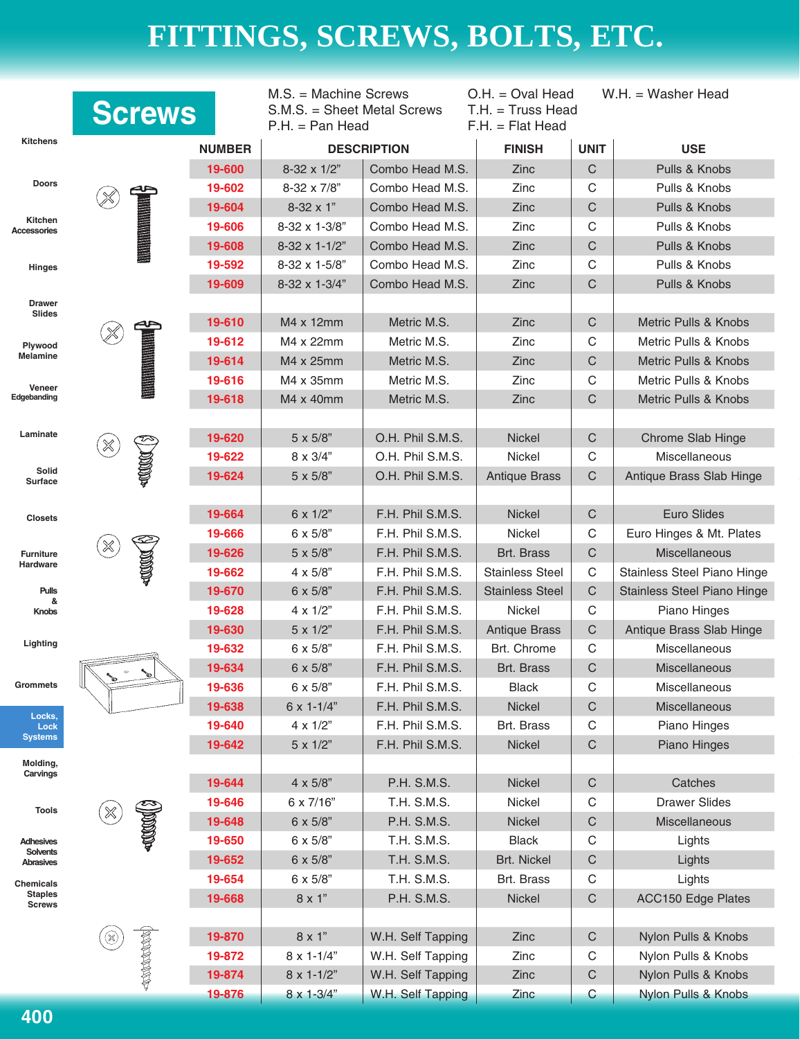# FITTINGS, SCREWS, BOLTS, ETC.

## Screws

M.S. = Machine Screws
S.M.S. = Sheet Metal Screws
P.H. = Pan Head
O.H. = Oval Head
T.H. = Truss Head
F.H. = Flat Head
W.H. = Washer Head

| NUMBER | DESCRIPTION | | FINISH | UNIT | USE |
|---|---|---|---|---|---|
| 19-600 | 8-32 x 1/2" | Combo Head M.S. | Zinc | C | Pulls & Knobs |
| 19-602 | 8-32 x 7/8" | Combo Head M.S. | Zinc | C | Pulls & Knobs |
| 19-604 | 8-32 x 1" | Combo Head M.S. | Zinc | C | Pulls & Knobs |
| 19-606 | 8-32 x 1-3/8" | Combo Head M.S. | Zinc | C | Pulls & Knobs |
| 19-608 | 8-32 x 1-1/2" | Combo Head M.S. | Zinc | C | Pulls & Knobs |
| 19-592 | 8-32 x 1-5/8" | Combo Head M.S. | Zinc | C | Pulls & Knobs |
| 19-609 | 8-32 x 1-3/4" | Combo Head M.S. | Zinc | C | Pulls & Knobs |
| | | | | | |
| 19-610 | M4 x 12mm | Metric M.S. | Zinc | C | Metric Pulls & Knobs |
| 19-612 | M4 x 22mm | Metric M.S. | Zinc | C | Metric Pulls & Knobs |
| 19-614 | M4 x 25mm | Metric M.S. | Zinc | C | Metric Pulls & Knobs |
| 19-616 | M4 x 35mm | Metric M.S. | Zinc | C | Metric Pulls & Knobs |
| 19-618 | M4 x 40mm | Metric M.S. | Zinc | C | Metric Pulls & Knobs |
| | | | | | |
| 19-620 | 5 x 5/8" | O.H. Phil S.M.S. | Nickel | C | Chrome Slab Hinge |
| 19-622 | 8 x 3/4" | O.H. Phil S.M.S. | Nickel | C | Miscellaneous |
| 19-624 | 5 x 5/8" | O.H. Phil S.M.S. | Antique Brass | C | Antique Brass Slab Hinge |
| | | | | | |
| 19-664 | 6 x 1/2" | F.H. Phil S.M.S. | Nickel | C | Euro Slides |
| 19-666 | 6 x 5/8" | F.H. Phil S.M.S. | Nickel | C | Euro Hinges & Mt. Plates |
| 19-626 | 5 x 5/8" | F.H. Phil S.M.S. | Brt. Brass | C | Miscellaneous |
| 19-662 | 4 x 5/8" | F.H. Phil S.M.S. | Stainless Steel | C | Stainless Steel Piano Hinge |
| 19-670 | 6 x 5/8" | F.H. Phil S.M.S. | Stainless Steel | C | Stainless Steel Piano Hinge |
| 19-628 | 4 x 1/2" | F.H. Phil S.M.S. | Nickel | C | Piano Hinges |
| 19-630 | 5 x 1/2" | F.H. Phil S.M.S. | Antique Brass | C | Antique Brass Slab Hinge |
| 19-632 | 6 x 5/8" | F.H. Phil S.M.S. | Brt. Chrome | C | Miscellaneous |
| 19-634 | 6 x 5/8" | F.H. Phil S.M.S. | Brt. Brass | C | Miscellaneous |
| 19-636 | 6 x 5/8" | F.H. Phil S.M.S. | Black | C | Miscellaneous |
| 19-638 | 6 x 1-1/4" | F.H. Phil S.M.S. | Nickel | C | Miscellaneous |
| 19-640 | 4 x 1/2" | F.H. Phil S.M.S. | Brt. Brass | C | Piano Hinges |
| 19-642 | 5 x 1/2" | F.H. Phil S.M.S. | Nickel | C | Piano Hinges |
| | | | | | |
| 19-644 | 4 x 5/8" | P.H. S.M.S. | Nickel | C | Catches |
| 19-646 | 6 x 7/16" | T.H. S.M.S. | Nickel | C | Drawer Slides |
| 19-648 | 6 x 5/8" | P.H. S.M.S. | Nickel | C | Miscellaneous |
| 19-650 | 6 x 5/8" | T.H. S.M.S. | Black | C | Lights |
| 19-652 | 6 x 5/8" | T.H. S.M.S. | Brt. Nickel | C | Lights |
| 19-654 | 6 x 5/8" | T.H. S.M.S. | Brt. Brass | C | Lights |
| 19-668 | 8 x 1" | P.H. S.M.S. | Nickel | C | ACC150 Edge Plates |
| | | | | | |
| 19-870 | 8 x 1" | W.H. Self Tapping | Zinc | C | Nylon Pulls & Knobs |
| 19-872 | 8 x 1-1/4" | W.H. Self Tapping | Zinc | C | Nylon Pulls & Knobs |
| 19-874 | 8 x 1-1/2" | W.H. Self Tapping | Zinc | C | Nylon Pulls & Knobs |
| 19-876 | 8 x 1-3/4" | W.H. Self Tapping | Zinc | C | Nylon Pulls & Knobs |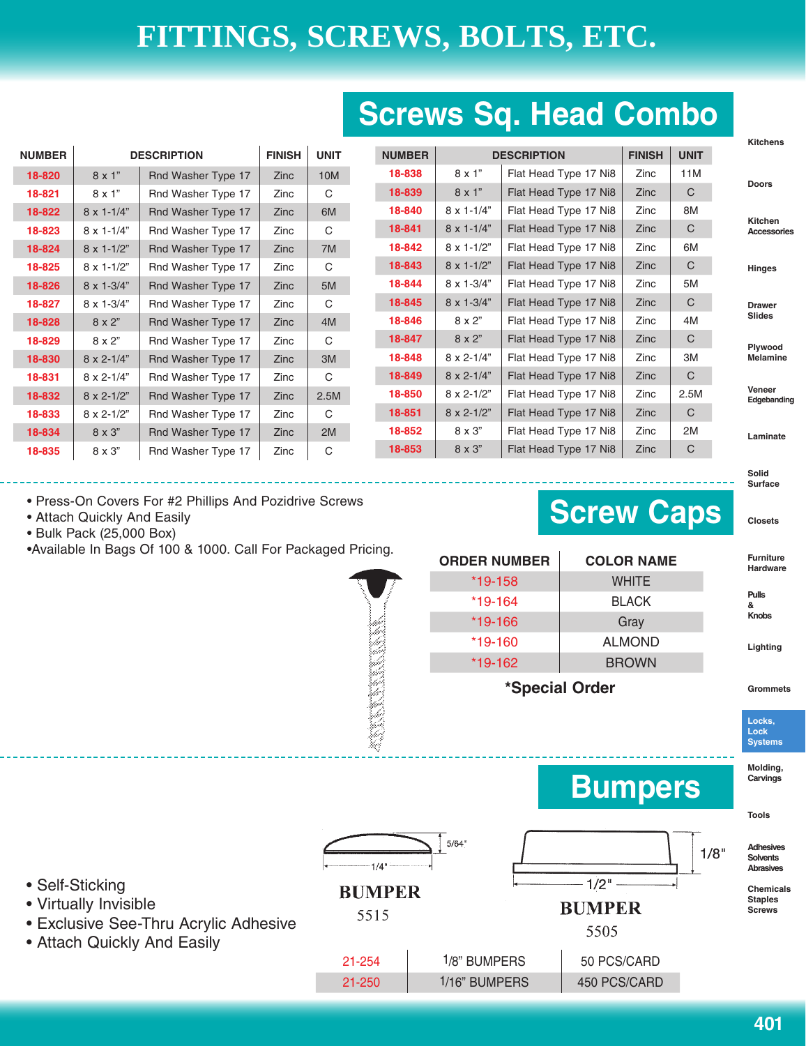# FITTINGS, SCREWS, BOLTS, ETC.

## Screws Sq. Head Combo

| NUMBER | DESCRIPTION | | FINISH | UNIT |
|---|---|---|---|---|
| 18-820 | 8 x 1" | Rnd Washer Type 17 | Zinc | 10M |
| 18-821 | 8 x 1" | Rnd Washer Type 17 | Zinc | C |
| 18-822 | 8 x 1-1/4" | Rnd Washer Type 17 | Zinc | 6M |
| 18-823 | 8 x 1-1/4" | Rnd Washer Type 17 | Zinc | C |
| 18-824 | 8 x 1-1/2" | Rnd Washer Type 17 | Zinc | 7M |
| 18-825 | 8 x 1-1/2" | Rnd Washer Type 17 | Zinc | C |
| 18-826 | 8 x 1-3/4" | Rnd Washer Type 17 | Zinc | 5M |
| 18-827 | 8 x 1-3/4" | Rnd Washer Type 17 | Zinc | C |
| 18-828 | 8 x 2" | Rnd Washer Type 17 | Zinc | 4M |
| 18-829 | 8 x 2" | Rnd Washer Type 17 | Zinc | C |
| 18-830 | 8 x 2-1/4" | Rnd Washer Type 17 | Zinc | 3M |
| 18-831 | 8 x 2-1/4" | Rnd Washer Type 17 | Zinc | C |
| 18-832 | 8 x 2-1/2" | Rnd Washer Type 17 | Zinc | 2.5M |
| 18-833 | 8 x 2-1/2" | Rnd Washer Type 17 | Zinc | C |
| 18-834 | 8 x 3" | Rnd Washer Type 17 | Zinc | 2M |
| 18-835 | 8 x 3" | Rnd Washer Type 17 | Zinc | C |

| NUMBER | DESCRIPTION | | FINISH | UNIT |
|---|---|---|---|---|
| 18-838 | 8 x 1" | Flat Head Type 17 Ni8 | Zinc | 11M |
| 18-839 | 8 x 1" | Flat Head Type 17 Ni8 | Zinc | C |
| 18-840 | 8 x 1-1/4" | Flat Head Type 17 Ni8 | Zinc | 8M |
| 18-841 | 8 x 1-1/4" | Flat Head Type 17 Ni8 | Zinc | C |
| 18-842 | 8 x 1-1/2" | Flat Head Type 17 Ni8 | Zinc | 6M |
| 18-843 | 8 x 1-1/2" | Flat Head Type 17 Ni8 | Zinc | C |
| 18-844 | 8 x 1-3/4" | Flat Head Type 17 Ni8 | Zinc | 5M |
| 18-845 | 8 x 1-3/4" | Flat Head Type 17 Ni8 | Zinc | C |
| 18-846 | 8 x 2" | Flat Head Type 17 Ni8 | Zinc | 4M |
| 18-847 | 8 x 2" | Flat Head Type 17 Ni8 | Zinc | C |
| 18-848 | 8 x 2-1/4" | Flat Head Type 17 Ni8 | Zinc | 3M |
| 18-849 | 8 x 2-1/4" | Flat Head Type 17 Ni8 | Zinc | C |
| 18-850 | 8 x 2-1/2" | Flat Head Type 17 Ni8 | Zinc | 2.5M |
| 18-851 | 8 x 2-1/2" | Flat Head Type 17 Ni8 | Zinc | C |
| 18-852 | 8 x 3" | Flat Head Type 17 Ni8 | Zinc | 2M |
| 18-853 | 8 x 3" | Flat Head Type 17 Ni8 | Zinc | C |

## Screw Caps

- Press-On Covers For #2 Phillips And Pozidrive Screws
- Attach Quickly And Easily
- Bulk Pack (25,000 Box)
- Available In Bags Of 100 & 1000. Call For Packaged Pricing.

| ORDER NUMBER | COLOR NAME |
|---|---|
| *19-158 | WHITE |
| *19-164 | BLACK |
| *19-166 | Gray |
| *19-160 | ALMOND |
| *19-162 | BROWN |

**\*Special Order**

## Bumpers

- Self-Sticking
- Virtually Invisible
- Exclusive See-Thru Acrylic Adhesive
- Attach Quickly And Easily

BUMPER 5515 — 1/4", 5/64"

BUMPER 5505 — 1/2", 1/8"

| | | |
|---|---|---|
| 21-254 | 1/8" BUMPERS | 50 PCS/CARD |
| 21-250 | 1/16" BUMPERS | 450 PCS/CARD |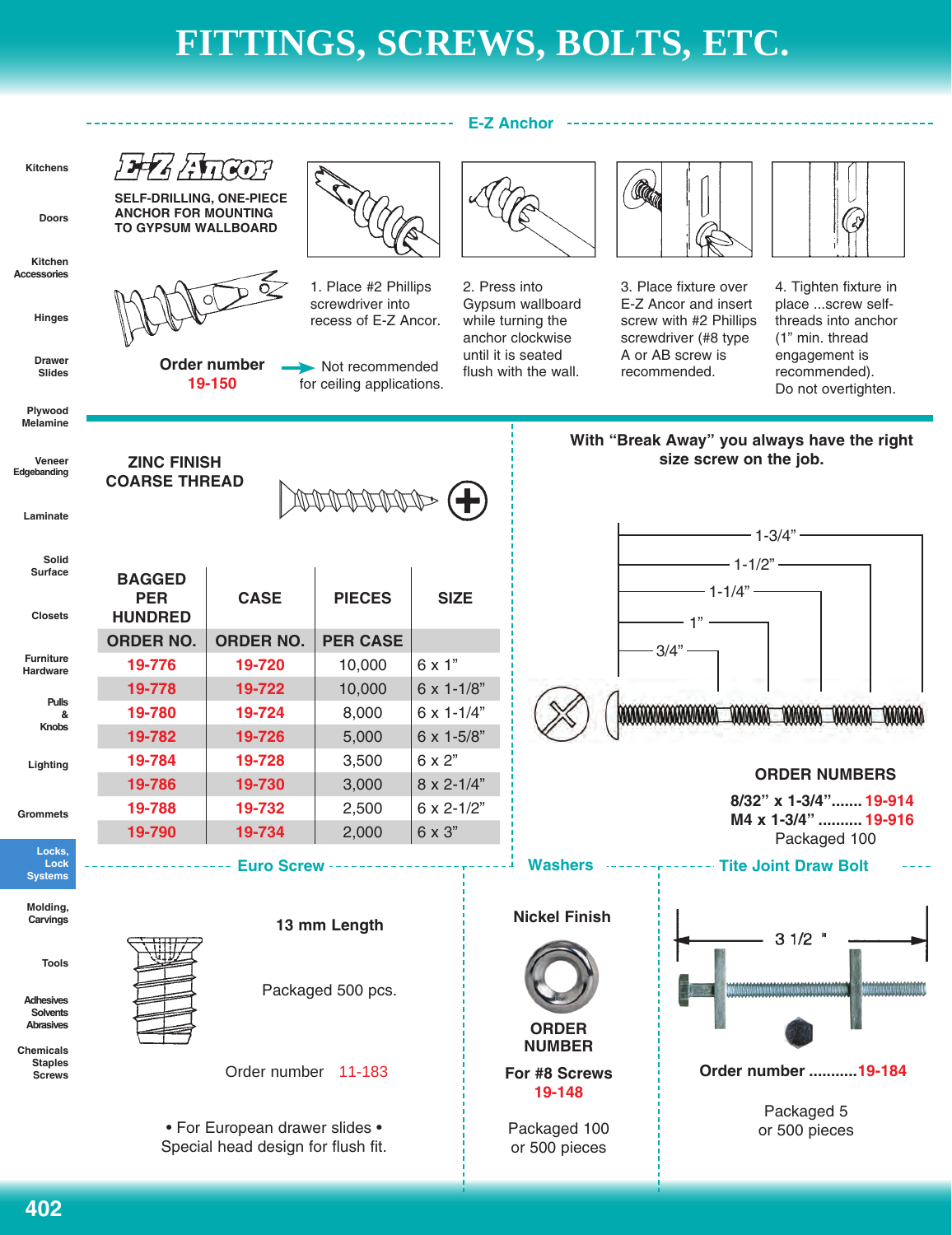# FITTINGS, SCREWS, BOLTS, ETC.

## E-Z Anchor

E-Z Ancor

**SELF-DRILLING, ONE-PIECE ANCHOR FOR MOUNTING TO GYPSUM WALLBOARD**

1. Place #2 Phillips screwdriver into recess of E-Z Ancor.
2. Press into Gypsum wallboard while turning the anchor clockwise until it is seated flush with the wall.
3. Place fixture over E-Z Ancor and insert screw with #2 Phillips screwdriver (#8 type A or AB screw is recommended.
4. Tighten fixture in place ...screw self-threads into anchor (1" min. thread engagement is recommended). Do not overtighten.

**Order number**
19-150

Not recommended for ceiling applications.

**ZINC FINISH COARSE THREAD**

| BAGGED PER HUNDRED ORDER NO. | CASE ORDER NO. | PIECES PER CASE | SIZE |
|---|---|---|---|
| 19-776 | 19-720 | 10,000 | 6 x 1" |
| 19-778 | 19-722 | 10,000 | 6 x 1-1/8" |
| 19-780 | 19-724 | 8,000 | 6 x 1-1/4" |
| 19-782 | 19-726 | 5,000 | 6 x 1-5/8" |
| 19-784 | 19-728 | 3,500 | 6 x 2" |
| 19-786 | 19-730 | 3,000 | 8 x 2-1/4" |
| 19-788 | 19-732 | 2,500 | 6 x 2-1/2" |
| 19-790 | 19-734 | 2,000 | 6 x 3" |

**With "Break Away" you always have the right size screw on the job.**

1-3/4" · 1-1/2" · 1-1/4" · 1" · 3/4"

**ORDER NUMBERS**

**8/32" x 1-3/4"....... 19-914**
**M4 x 1-3/4" .......... 19-916**
Packaged 100

## Euro Screw

**13 mm Length**

Packaged 500 pcs.

Order number 11-183

• For European drawer slides •
Special head design for flush fit.

## Washers

**Nickel Finish**

**ORDER NUMBER**

**For #8 Screws**
**19-148**

Packaged 100 or 500 pieces

## Tite Joint Draw Bolt

3 1/2 "

**Order number ...........19-184**

Packaged 5 or 500 pieces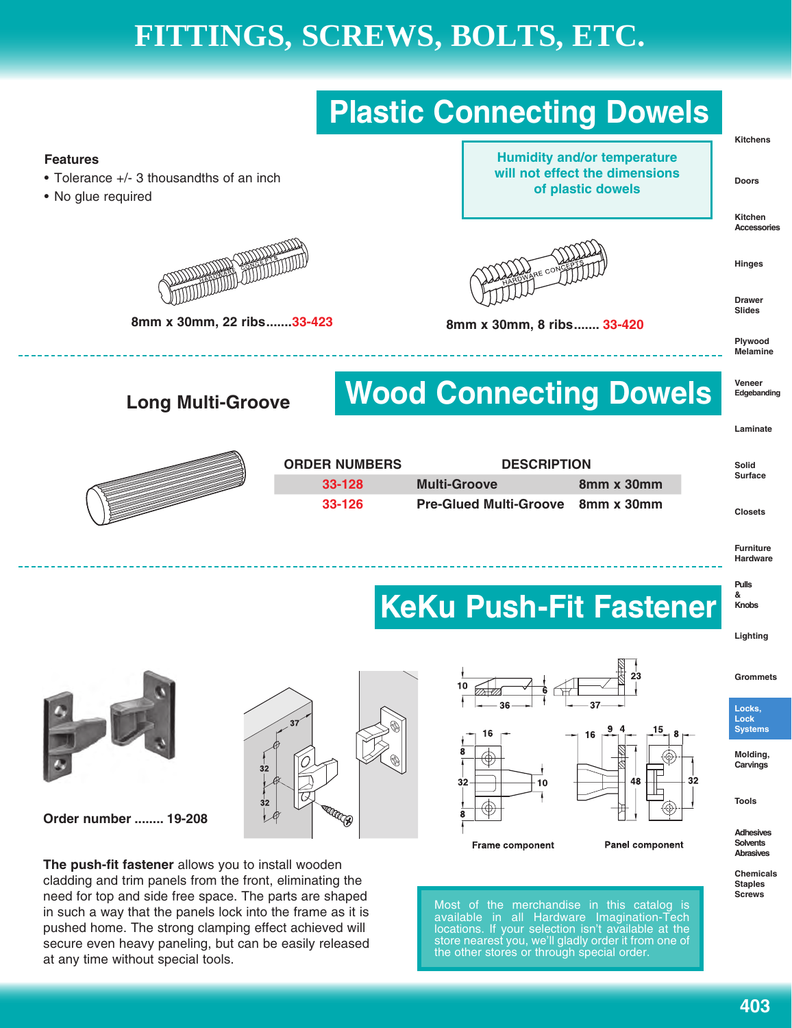# FITTINGS, SCREWS, BOLTS, ETC.

## Plastic Connecting Dowels

**Features**
- Tolerance +/- 3 thousandths of an inch
- No glue required

**Humidity and/or temperature will not effect the dimensions of plastic dowels**

8mm x 30mm, 22 ribs.......33-423

8mm x 30mm, 8 ribs....... 33-420

## Wood Connecting Dowels

### Long Multi-Groove

| ORDER NUMBERS | DESCRIPTION | |
|---|---|---|
| 33-128 | Multi-Groove | 8mm x 30mm |
| 33-126 | Pre-Glued Multi-Groove | 8mm x 30mm |

## KeKu Push-Fit Fastener

Order number ........ 19-208

Frame component

Panel component

**The push-fit fastener** allows you to install wooden cladding and trim panels from the front, eliminating the need for top and side free space. The parts are shaped in such a way that the panels lock into the frame as it is pushed home. The strong clamping effect achieved will secure even heavy paneling, but can be easily released at any time without special tools.

Most of the merchandise in this catalog is available in all Hardware Imagination-Tech locations. If your selection isn't available at the store nearest you, we'll gladly order it from one of the other stores or through special order.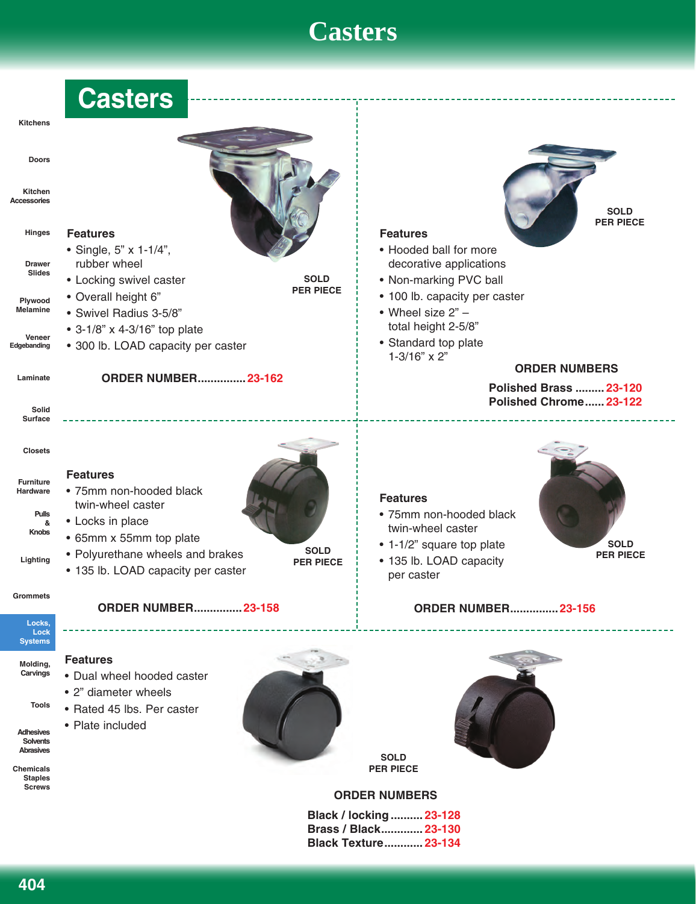# Casters

## Casters

### Features

- Single, 5" x 1-1/4", rubber wheel
- Locking swivel caster
- Overall height 6"
- Swivel Radius 3-5/8"
- 3-1/8" x 4-3/16" top plate
- 300 lb. LOAD capacity per caster

SOLD PER PIECE

**ORDER NUMBER............... 23-162**

### Features

- Hooded ball for more decorative applications
- Non-marking PVC ball
- 100 lb. capacity per caster
- Wheel size 2" – total height 2-5/8"
- Standard top plate 1-3/16" x 2"

SOLD PER PIECE

**ORDER NUMBERS**

**Polished Brass ......... 23-120**
**Polished Chrome...... 23-122**

### Features

- 75mm non-hooded black twin-wheel caster
- Locks in place
- 65mm x 55mm top plate
- Polyurethane wheels and brakes
- 135 lb. LOAD capacity per caster

SOLD PER PIECE

**ORDER NUMBER............... 23-158**

### Features

- 75mm non-hooded black twin-wheel caster
- 1-1/2" square top plate
- 135 lb. LOAD capacity per caster

SOLD PER PIECE

**ORDER NUMBER............... 23-156**

### Features

- Dual wheel hooded caster
- 2" diameter wheels
- Rated 45 lbs. Per caster
- Plate included

SOLD PER PIECE

**ORDER NUMBERS**

**Black / locking .......... 23-128**
**Brass / Black............. 23-130**
**Black Texture............ 23-134**